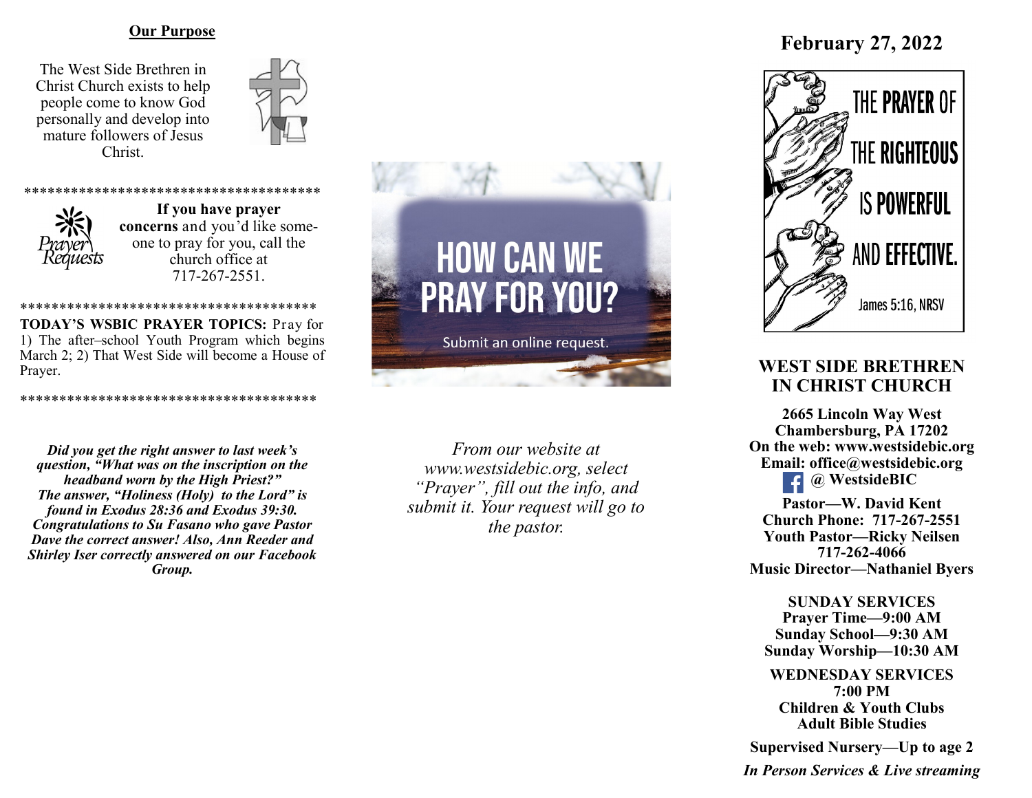## Our Purpose

The West Side Brethren in Christ Church exists to help people come to know God personally and develop into mature followers of Jesus Christ.

**************************************

Prayer Requests

**If you have prayer concerns** and you'd like someone to pray for you, call the church office at 717-267-2551.

**************************************

**TODAY'S WSBIC PRAYER TOPICS:** Pray for 1) The after–school Youth Program which begins March 2; 2) That West Side will become a House of Prayer.

**************************************

***Did you get the right answer to last week's question, "What was on the inscription on the headband worn by the High Priest?" The answer, "Holiness (Holy) to the Lord" is found in Exodus 28:36 and Exodus 39:30. Congratulations to Su Fasano who gave Pastor Dave the correct answer! Also, Ann Reeder and Shirley Iser correctly answered on our Facebook Group.***

HOW CAN WE PRAY FOR YOU?

Submit an online request.

*From our website at www.westsidebic.org, select "Prayer", fill out the info, and submit it. Your request will go to the pastor.*

# February 27, 2022

THE **PRAYER** OF THE **RIGHTEOUS** IS **POWERFUL** AND **EFFECTIVE.**

James 5:16, NRSV

## WEST SIDE BRETHREN IN CHRIST CHURCH

**2665 Lincoln Way West**
**Chambersburg, PA 17202**
**On the web: www.westsidebic.org**
**Email: office@westsidebic.org**
**@ WestsideBIC**

**Pastor—W. David Kent**
**Church Phone: 717-267-2551**
**Youth Pastor—Ricky Neilsen**
**717-262-4066**
**Music Director—Nathaniel Byers**

**SUNDAY SERVICES**
**Prayer Time—9:00 AM**
**Sunday School—9:30 AM**
**Sunday Worship—10:30 AM**

**WEDNESDAY SERVICES**
**7:00 PM**
**Children & Youth Clubs**
**Adult Bible Studies**

**Supervised Nursery—Up to age 2**

***In Person Services & Live streaming***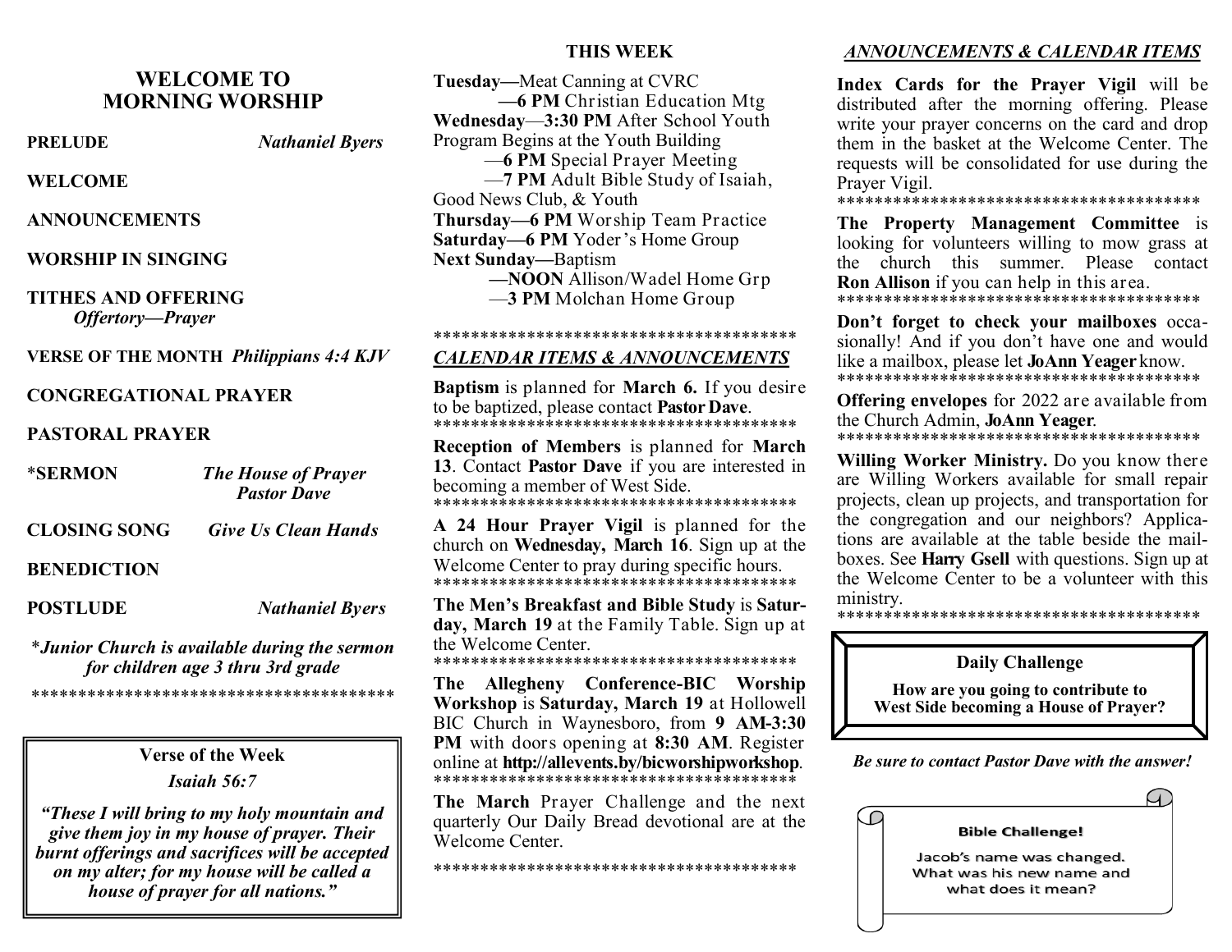## WELCOME TO MORNING WORSHIP

**PRELUDE** *Nathaniel Byers*

**WELCOME**

**ANNOUNCEMENTS**

**WORSHIP IN SINGING**

**TITHES AND OFFERING**
*Offertory—Prayer*

**VERSE OF THE MONTH** *Philippians 4:4 KJV*

**CONGREGATIONAL PRAYER**

**PASTORAL PRAYER**

**\*SERMON** *The House of Prayer*
*Pastor Dave*

**CLOSING SONG** *Give Us Clean Hands*

**BENEDICTION**

**POSTLUDE** *Nathaniel Byers*

***Junior Church is available during the sermon for children age 3 thru 3rd grade***

****************************************

**Verse of the Week**

***Isaiah 56:7***

***"These I will bring to my holy mountain and give them joy in my house of prayer. Their burnt offerings and sacrifices will be accepted on my alter; for my house will be called a house of prayer for all nations."***

### THIS WEEK

**Tuesday—**Meat Canning at CVRC
**—6 PM** Christian Education Mtg
**Wednesday**—**3:30 PM** After School Youth Program Begins at the Youth Building
—**6 PM** Special Prayer Meeting
—**7 PM** Adult Bible Study of Isaiah, Good News Club, & Youth
**Thursday—6 PM** Worship Team Practice
**Saturday—6 PM** Yoder's Home Group
**Next Sunday—**Baptism
**—NOON** Allison/Wadel Home Grp
—**3 PM** Molchan Home Group

****************************************

### *CALENDAR ITEMS & ANNOUNCEMENTS*

**Baptism** is planned for **March 6.** If you desire to be baptized, please contact **Pastor Dave**.
****************************************

**Reception of Members** is planned for **March 13**. Contact **Pastor Dave** if you are interested in becoming a member of West Side.
****************************************

**A 24 Hour Prayer Vigil** is planned for the church on **Wednesday, March 16**. Sign up at the Welcome Center to pray during specific hours.
****************************************

**The Men's Breakfast and Bible Study** is **Saturday, March 19** at the Family Table. Sign up at the Welcome Center.
****************************************

**The Allegheny Conference-BIC Worship Workshop** is **Saturday, March 19** at Hollowell BIC Church in Waynesboro, from **9 AM-3:30 PM** with doors opening at **8:30 AM**. Register online at **http://allevents.by/bicworshipworkshop**.
****************************************

**The March** Prayer Challenge and the next quarterly Our Daily Bread devotional are at the Welcome Center.

****************************************

### *ANNOUNCEMENTS & CALENDAR ITEMS*

**Index Cards for the Prayer Vigil** will be distributed after the morning offering. Please write your prayer concerns on the card and drop them in the basket at the Welcome Center. The requests will be consolidated for use during the Prayer Vigil.
****************************************

**The Property Management Committee** is looking for volunteers willing to mow grass at the church this summer. Please contact **Ron Allison** if you can help in this area.
****************************************

**Don't forget to check your mailboxes** occasionally! And if you don't have one and would like a mailbox, please let **JoAnn Yeager** know.
****************************************

**Offering envelopes** for 2022 are available from the Church Admin, **JoAnn Yeager**.
****************************************

**Willing Worker Ministry.** Do you know there are Willing Workers available for small repair projects, clean up projects, and transportation for the congregation and our neighbors? Applications are available at the table beside the mailboxes. See **Harry Gsell** with questions. Sign up at the Welcome Center to be a volunteer with this ministry.
****************************************

**Daily Challenge**

**How are you going to contribute to West Side becoming a House of Prayer?**

***Be sure to contact Pastor Dave with the answer!***

**Bible Challenge!**

Jacob's name was changed. What was his new name and what does it mean?